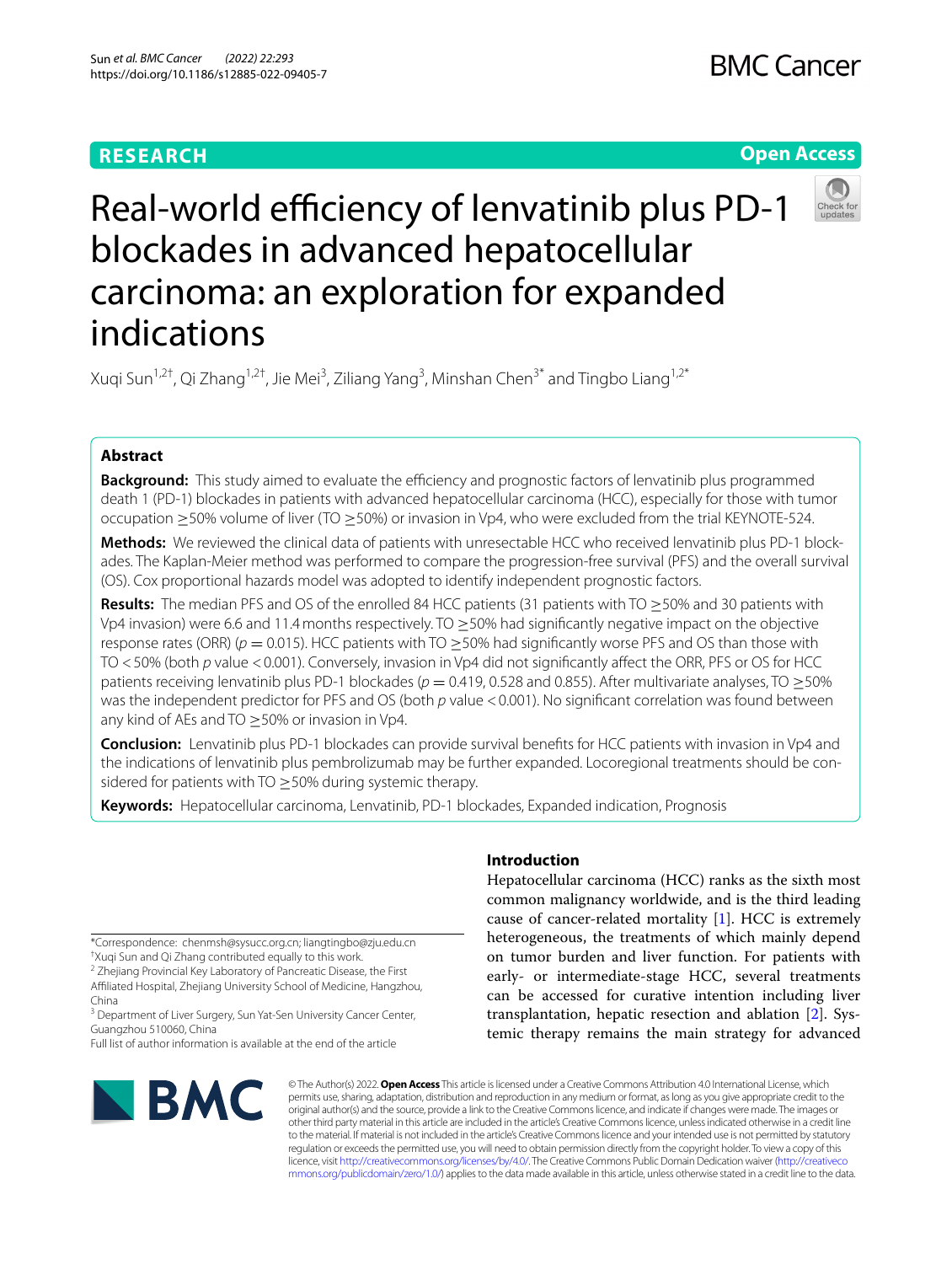RESEARCH

Open Access

# Real-world efficiency of lenvatinib plus PD-1 blockades in advanced hepatocellular carcinoma: an exploration for expanded indications

Xuqi Sun[1,2†], Qi Zhang[1,2†], Jie Mei[3], Ziliang Yang[3], Minshan Chen[3*] and Tingbo Liang[1,2*]

## Abstract

**Background:** This study aimed to evaluate the efficiency and prognostic factors of lenvatinib plus programmed death 1 (PD-1) blockades in patients with advanced hepatocellular carcinoma (HCC), especially for those with tumor occupation ≥50% volume of liver (TO ≥50%) or invasion in Vp4, who were excluded from the trial KEYNOTE-524.

**Methods:** We reviewed the clinical data of patients with unresectable HCC who received lenvatinib plus PD-1 blockades. The Kaplan-Meier method was performed to compare the progression-free survival (PFS) and the overall survival (OS). Cox proportional hazards model was adopted to identify independent prognostic factors.

**Results:** The median PFS and OS of the enrolled 84 HCC patients (31 patients with TO ≥50% and 30 patients with Vp4 invasion) were 6.6 and 11.4 months respectively. TO ≥50% had significantly negative impact on the objective response rates (ORR) ($p = 0.015$). HCC patients with TO ≥50% had significantly worse PFS and OS than those with TO <50% (both $p$ value <0.001). Conversely, invasion in Vp4 did not significantly affect the ORR, PFS or OS for HCC patients receiving lenvatinib plus PD-1 blockades ($p = 0.419$, 0.528 and 0.855). After multivariate analyses, TO ≥50% was the independent predictor for PFS and OS (both $p$ value <0.001). No significant correlation was found between any kind of AEs and TO ≥50% or invasion in Vp4.

**Conclusion:** Lenvatinib plus PD-1 blockades can provide survival benefits for HCC patients with invasion in Vp4 and the indications of lenvatinib plus pembrolizumab may be further expanded. Locoregional treatments should be considered for patients with TO ≥50% during systemic therapy.

**Keywords:** Hepatocellular carcinoma, Lenvatinib, PD-1 blockades, Expanded indication, Prognosis

## Introduction

Hepatocellular carcinoma (HCC) ranks as the sixth most common malignancy worldwide, and is the third leading cause of cancer-related mortality [1]. HCC is extremely heterogeneous, the treatments of which mainly depend on tumor burden and liver function. For patients with early- or intermediate-stage HCC, several treatments can be accessed for curative intention including liver transplantation, hepatic resection and ablation [2]. Systemic therapy remains the main strategy for advanced

*Correspondence: chenmsh@sysucc.org.cn; liangtingbo@zju.edu.cn
†Xuqi Sun and Qi Zhang contributed equally to this work.
[2] Zhejiang Provincial Key Laboratory of Pancreatic Disease, the First Affiliated Hospital, Zhejiang University School of Medicine, Hangzhou, China
[3] Department of Liver Surgery, Sun Yat-Sen University Cancer Center, Guangzhou 510060, China
Full list of author information is available at the end of the article

© The Author(s) 2022. **Open Access** This article is licensed under a Creative Commons Attribution 4.0 International License, which permits use, sharing, adaptation, distribution and reproduction in any medium or format, as long as you give appropriate credit to the original author(s) and the source, provide a link to the Creative Commons licence, and indicate if changes were made. The images or other third party material in this article are included in the article's Creative Commons licence, unless indicated otherwise in a credit line to the material. If material is not included in the article's Creative Commons licence and your intended use is not permitted by statutory regulation or exceeds the permitted use, you will need to obtain permission directly from the copyright holder. To view a copy of this licence, visit http://creativecommons.org/licenses/by/4.0/. The Creative Commons Public Domain Dedication waiver (http://creativecommons.org/publicdomain/zero/1.0/) applies to the data made available in this article, unless otherwise stated in a credit line to the data.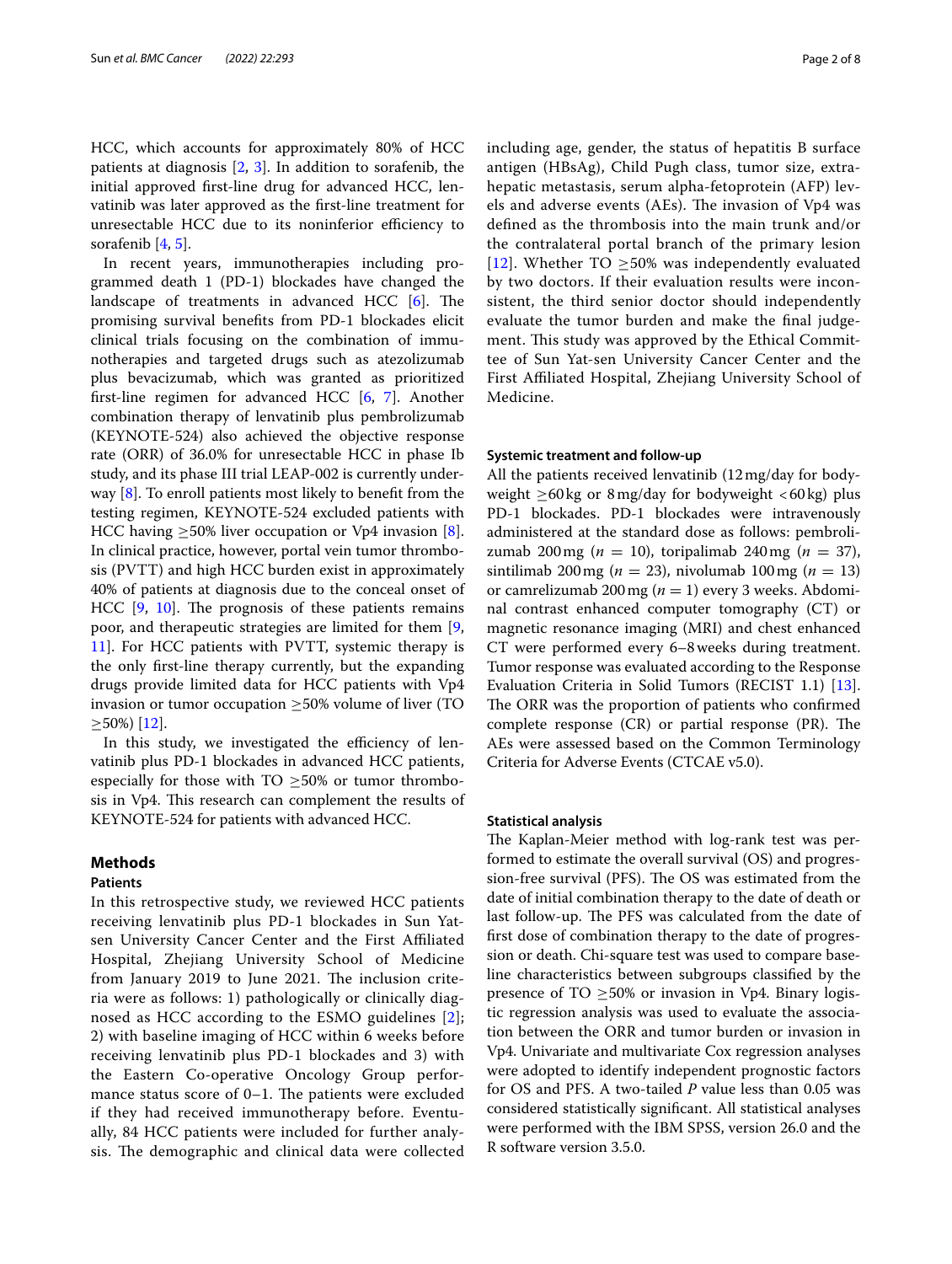HCC, which accounts for approximately 80% of HCC patients at diagnosis [2, 3]. In addition to sorafenib, the initial approved first-line drug for advanced HCC, lenvatinib was later approved as the first-line treatment for unresectable HCC due to its noninferior efficiency to sorafenib [4, 5].

In recent years, immunotherapies including programmed death 1 (PD-1) blockades have changed the landscape of treatments in advanced HCC [6]. The promising survival benefits from PD-1 blockades elicit clinical trials focusing on the combination of immunotherapies and targeted drugs such as atezolizumab plus bevacizumab, which was granted as prioritized first-line regimen for advanced HCC [6, 7]. Another combination therapy of lenvatinib plus pembrolizumab (KEYNOTE-524) also achieved the objective response rate (ORR) of 36.0% for unresectable HCC in phase Ib study, and its phase III trial LEAP-002 is currently underway [8]. To enroll patients most likely to benefit from the testing regimen, KEYNOTE-524 excluded patients with HCC having ≥50% liver occupation or Vp4 invasion [8]. In clinical practice, however, portal vein tumor thrombosis (PVTT) and high HCC burden exist in approximately 40% of patients at diagnosis due to the conceal onset of HCC [9, 10]. The prognosis of these patients remains poor, and therapeutic strategies are limited for them [9, 11]. For HCC patients with PVTT, systemic therapy is the only first-line therapy currently, but the expanding drugs provide limited data for HCC patients with Vp4 invasion or tumor occupation ≥50% volume of liver (TO ≥50%) [12].

In this study, we investigated the efficiency of lenvatinib plus PD-1 blockades in advanced HCC patients, especially for those with TO ≥50% or tumor thrombosis in Vp4. This research can complement the results of KEYNOTE-524 for patients with advanced HCC.

## Methods

### Patients

In this retrospective study, we reviewed HCC patients receiving lenvatinib plus PD-1 blockades in Sun Yat-sen University Cancer Center and the First Affiliated Hospital, Zhejiang University School of Medicine from January 2019 to June 2021. The inclusion criteria were as follows: 1) pathologically or clinically diagnosed as HCC according to the ESMO guidelines [2]; 2) with baseline imaging of HCC within 6 weeks before receiving lenvatinib plus PD-1 blockades and 3) with the Eastern Co-operative Oncology Group performance status score of 0–1. The patients were excluded if they had received immunotherapy before. Eventually, 84 HCC patients were included for further analysis. The demographic and clinical data were collected including age, gender, the status of hepatitis B surface antigen (HBsAg), Child Pugh class, tumor size, extrahepatic metastasis, serum alpha-fetoprotein (AFP) levels and adverse events (AEs). The invasion of Vp4 was defined as the thrombosis into the main trunk and/or the contralateral portal branch of the primary lesion [12]. Whether TO ≥50% was independently evaluated by two doctors. If their evaluation results were inconsistent, the third senior doctor should independently evaluate the tumor burden and make the final judgement. This study was approved by the Ethical Committee of Sun Yat-sen University Cancer Center and the First Affiliated Hospital, Zhejiang University School of Medicine.

### Systemic treatment and follow-up

All the patients received lenvatinib (12 mg/day for bodyweight ≥60 kg or 8 mg/day for bodyweight < 60 kg) plus PD-1 blockades. PD-1 blockades were intravenously administered at the standard dose as follows: pembrolizumab 200 mg ($n$ = 10), toripalimab 240 mg ($n$ = 37), sintilimab 200 mg ($n$ = 23), nivolumab 100 mg ($n$ = 13) or camrelizumab 200 mg ($n$ = 1) every 3 weeks. Abdominal contrast enhanced computer tomography (CT) or magnetic resonance imaging (MRI) and chest enhanced CT were performed every 6–8 weeks during treatment. Tumor response was evaluated according to the Response Evaluation Criteria in Solid Tumors (RECIST 1.1) [13]. The ORR was the proportion of patients who confirmed complete response (CR) or partial response (PR). The AEs were assessed based on the Common Terminology Criteria for Adverse Events (CTCAE v5.0).

### Statistical analysis

The Kaplan-Meier method with log-rank test was performed to estimate the overall survival (OS) and progression-free survival (PFS). The OS was estimated from the date of initial combination therapy to the date of death or last follow-up. The PFS was calculated from the date of first dose of combination therapy to the date of progression or death. Chi-square test was used to compare baseline characteristics between subgroups classified by the presence of TO ≥50% or invasion in Vp4. Binary logistic regression analysis was used to evaluate the association between the ORR and tumor burden or invasion in Vp4. Univariate and multivariate Cox regression analyses were adopted to identify independent prognostic factors for OS and PFS. A two-tailed $P$ value less than 0.05 was considered statistically significant. All statistical analyses were performed with the IBM SPSS, version 26.0 and the R software version 3.5.0.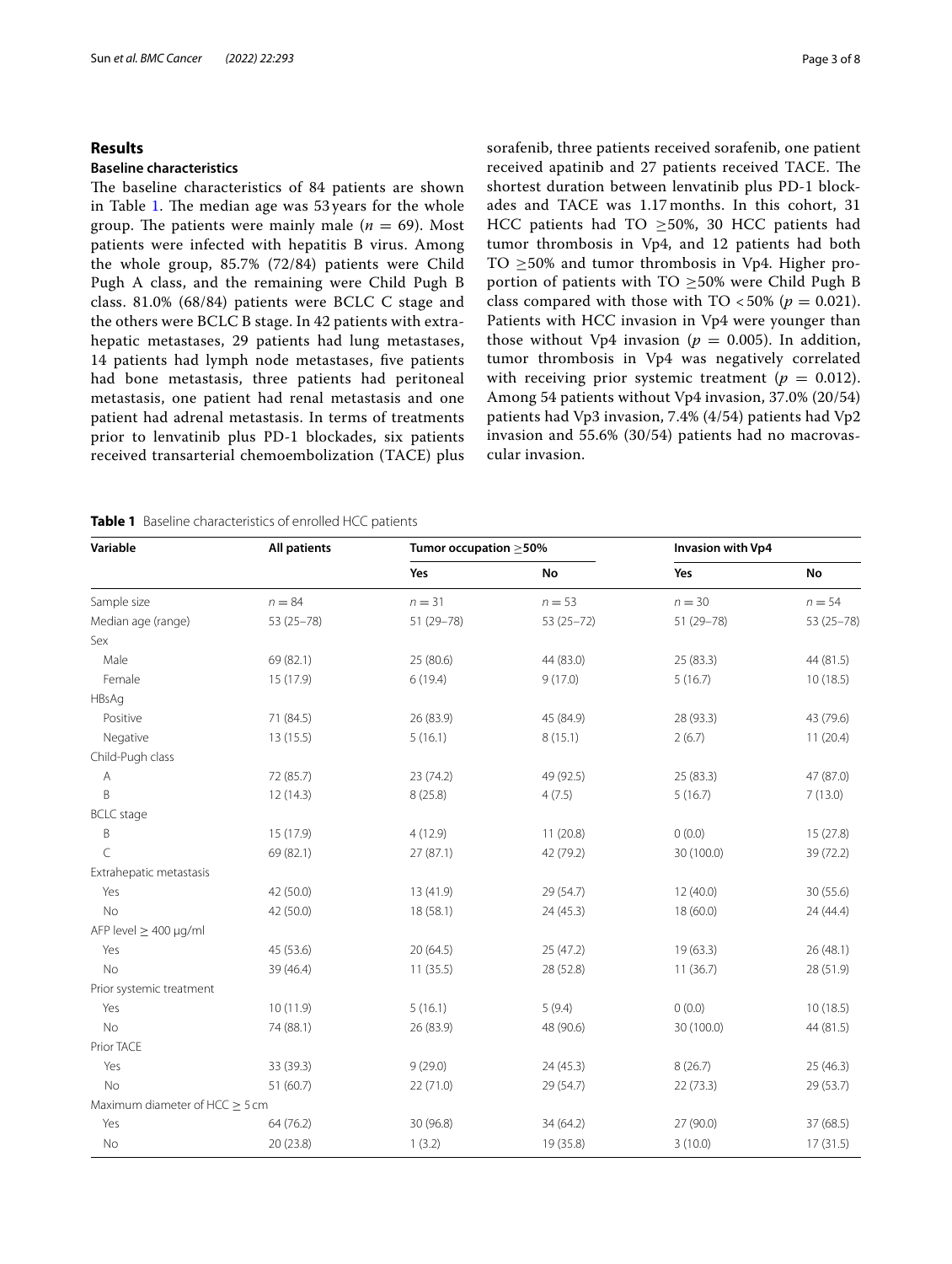## Results

### Baseline characteristics

The baseline characteristics of 84 patients are shown in Table 1. The median age was 53 years for the whole group. The patients were mainly male ($n = 69$). Most patients were infected with hepatitis B virus. Among the whole group, 85.7% (72/84) patients were Child Pugh A class, and the remaining were Child Pugh B class. 81.0% (68/84) patients were BCLC C stage and the others were BCLC B stage. In 42 patients with extrahepatic metastases, 29 patients had lung metastases, 14 patients had lymph node metastases, five patients had bone metastasis, three patients had peritoneal metastasis, one patient had renal metastasis and one patient had adrenal metastasis. In terms of treatments prior to lenvatinib plus PD-1 blockades, six patients received transarterial chemoembolization (TACE) plus sorafenib, three patients received sorafenib, one patient received apatinib and 27 patients received TACE. The shortest duration between lenvatinib plus PD-1 blockades and TACE was 1.17 months. In this cohort, 31 HCC patients had TO ≥50%, 30 HCC patients had tumor thrombosis in Vp4, and 12 patients had both TO ≥50% and tumor thrombosis in Vp4. Higher proportion of patients with TO ≥50% were Child Pugh B class compared with those with TO <50% ($p = 0.021$). Patients with HCC invasion in Vp4 were younger than those without Vp4 invasion ($p = 0.005$). In addition, tumor thrombosis in Vp4 was negatively correlated with receiving prior systemic treatment ($p = 0.012$). Among 54 patients without Vp4 invasion, 37.0% (20/54) patients had Vp3 invasion, 7.4% (4/54) patients had Vp2 invasion and 55.6% (30/54) patients had no macrovascular invasion.

**Table 1** Baseline characteristics of enrolled HCC patients

| Variable | All patients | Tumor occupation ≥50% | | Invasion with Vp4 | |
|---|---|---|---|---|---|
| | | Yes | No | Yes | No |
| Sample size | $n = 84$ | $n = 31$ | $n = 53$ | $n = 30$ | $n = 54$ |
| Median age (range) | 53 (25–78) | 51 (29–78) | 53 (25–72) | 51 (29–78) | 53 (25–78) |
| Sex | | | | | |
| Male | 69 (82.1) | 25 (80.6) | 44 (83.0) | 25 (83.3) | 44 (81.5) |
| Female | 15 (17.9) | 6 (19.4) | 9 (17.0) | 5 (16.7) | 10 (18.5) |
| HBsAg | | | | | |
| Positive | 71 (84.5) | 26 (83.9) | 45 (84.9) | 28 (93.3) | 43 (79.6) |
| Negative | 13 (15.5) | 5 (16.1) | 8 (15.1) | 2 (6.7) | 11 (20.4) |
| Child-Pugh class | | | | | |
| A | 72 (85.7) | 23 (74.2) | 49 (92.5) | 25 (83.3) | 47 (87.0) |
| B | 12 (14.3) | 8 (25.8) | 4 (7.5) | 5 (16.7) | 7 (13.0) |
| BCLC stage | | | | | |
| B | 15 (17.9) | 4 (12.9) | 11 (20.8) | 0 (0.0) | 15 (27.8) |
| C | 69 (82.1) | 27 (87.1) | 42 (79.2) | 30 (100.0) | 39 (72.2) |
| Extrahepatic metastasis | | | | | |
| Yes | 42 (50.0) | 13 (41.9) | 29 (54.7) | 12 (40.0) | 30 (55.6) |
| No | 42 (50.0) | 18 (58.1) | 24 (45.3) | 18 (60.0) | 24 (44.4) |
| AFP level ≥ 400 μg/ml | | | | | |
| Yes | 45 (53.6) | 20 (64.5) | 25 (47.2) | 19 (63.3) | 26 (48.1) |
| No | 39 (46.4) | 11 (35.5) | 28 (52.8) | 11 (36.7) | 28 (51.9) |
| Prior systemic treatment | | | | | |
| Yes | 10 (11.9) | 5 (16.1) | 5 (9.4) | 0 (0.0) | 10 (18.5) |
| No | 74 (88.1) | 26 (83.9) | 48 (90.6) | 30 (100.0) | 44 (81.5) |
| Prior TACE | | | | | |
| Yes | 33 (39.3) | 9 (29.0) | 24 (45.3) | 8 (26.7) | 25 (46.3) |
| No | 51 (60.7) | 22 (71.0) | 29 (54.7) | 22 (73.3) | 29 (53.7) |
| Maximum diameter of HCC ≥ 5 cm | | | | | |
| Yes | 64 (76.2) | 30 (96.8) | 34 (64.2) | 27 (90.0) | 37 (68.5) |
| No | 20 (23.8) | 1 (3.2) | 19 (35.8) | 3 (10.0) | 17 (31.5) |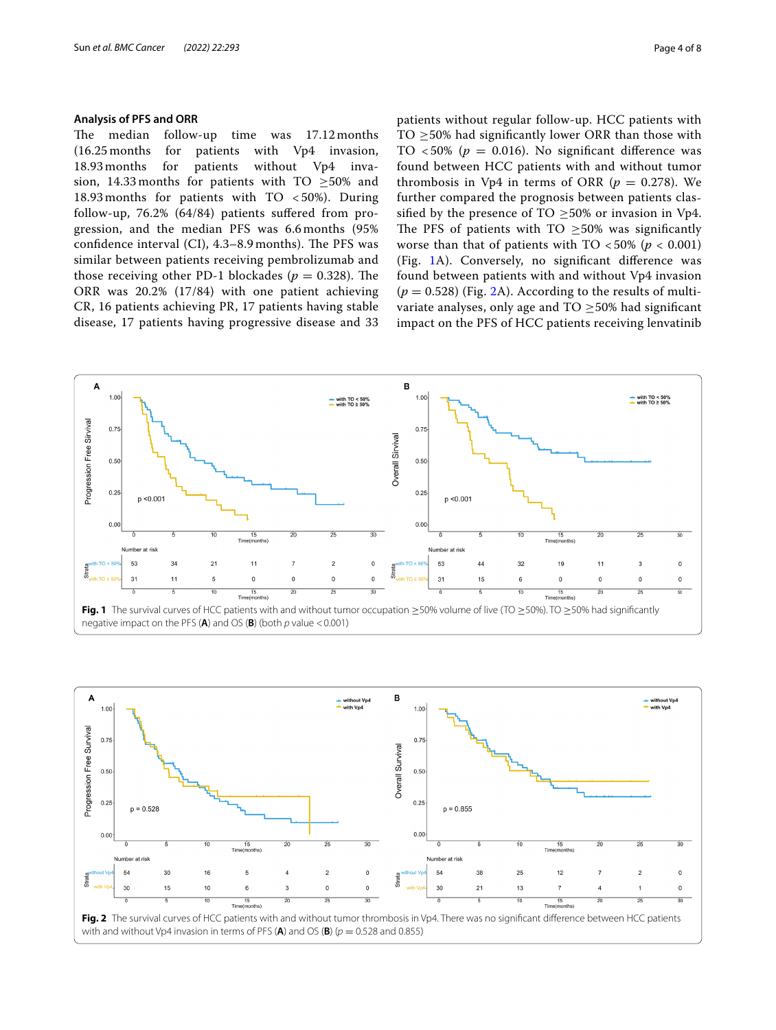### Analysis of PFS and ORR

The median follow-up time was 17.12 months (16.25 months for patients with Vp4 invasion, 18.93 months for patients without Vp4 invasion, 14.33 months for patients with TO ≥50% and 18.93 months for patients with TO <50%). During follow-up, 76.2% (64/84) patients suffered from progression, and the median PFS was 6.6 months (95% confidence interval (CI), 4.3–8.9 months). The PFS was similar between patients receiving pembrolizumab and those receiving other PD-1 blockades ($p = 0.328$). The ORR was 20.2% (17/84) with one patient achieving CR, 16 patients achieving PR, 17 patients having stable disease, 17 patients having progressive disease and 33 patients without regular follow-up. HCC patients with TO ≥50% had significantly lower ORR than those with TO <50% ($p = 0.016$). No significant difference was found between HCC patients with and without tumor thrombosis in Vp4 in terms of ORR ($p = 0.278$). We further compared the prognosis between patients classified by the presence of TO ≥50% or invasion in Vp4. The PFS of patients with TO ≥50% was significantly worse than that of patients with TO <50% ($p < 0.001$) (Fig. 1A). Conversely, no significant difference was found between patients with and without Vp4 invasion ($p = 0.528$) (Fig. 2A). According to the results of multivariate analyses, only age and TO ≥50% had significant impact on the PFS of HCC patients receiving lenvatinib

**Fig. 1** The survival curves of HCC patients with and without tumor occupation ≥50% volume of live (TO ≥50%). TO ≥50% had significantly negative impact on the PFS (**A**) and OS (**B**) (both $p$ value <0.001)

**Fig. 2** The survival curves of HCC patients with and without tumor thrombosis in Vp4. There was no significant difference between HCC patients with and without Vp4 invasion in terms of PFS (**A**) and OS (**B**) ($p = 0.528$ and 0.855)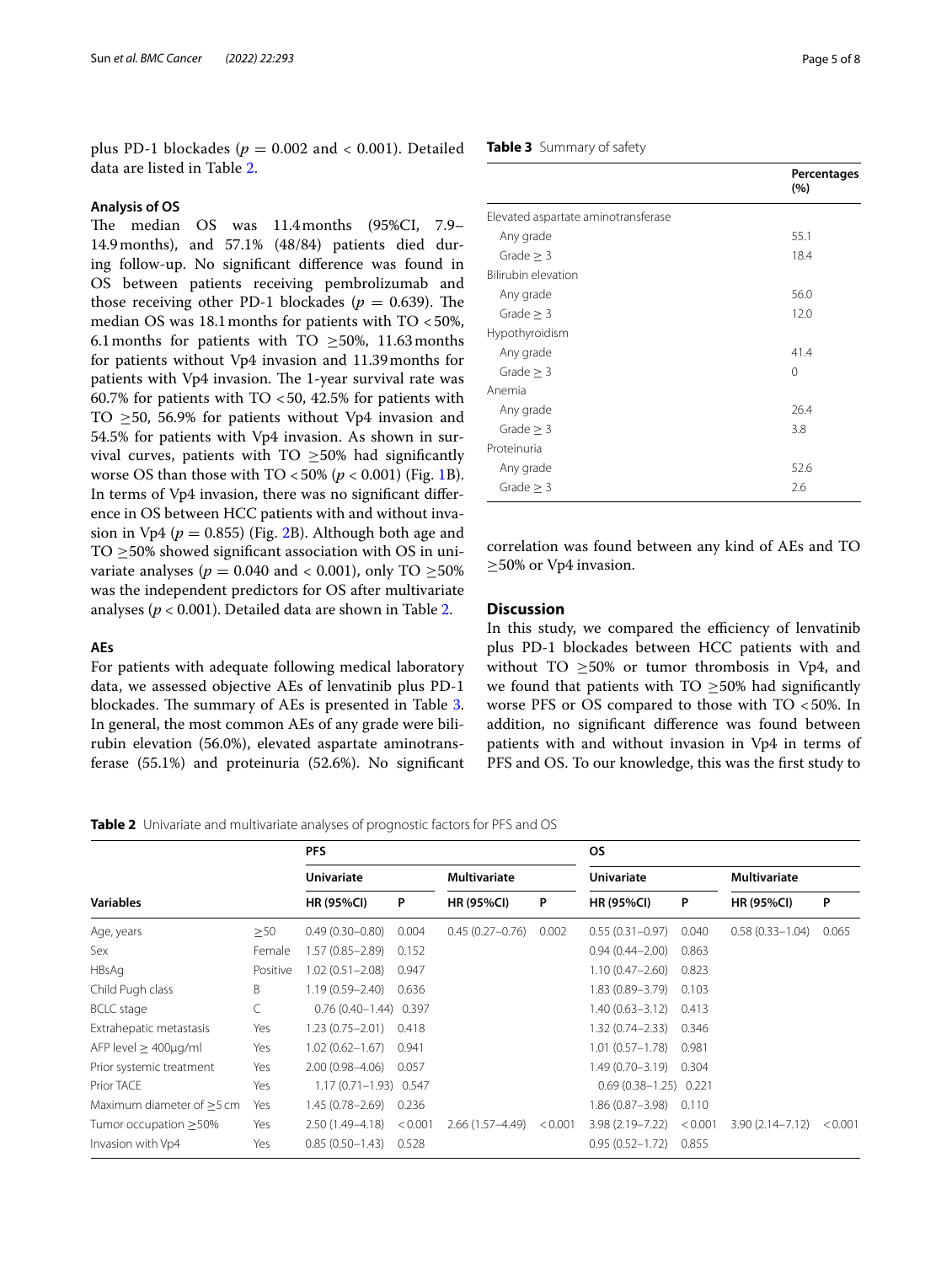plus PD-1 blockades ($p = 0.002$ and $< 0.001$). Detailed data are listed in Table 2.

### Analysis of OS

The median OS was 11.4 months (95%CI, 7.9–14.9 months), and 57.1% (48/84) patients died during follow-up. No significant difference was found in OS between patients receiving pembrolizumab and those receiving other PD-1 blockades ($p = 0.639$). The median OS was 18.1 months for patients with TO <50%, 6.1 months for patients with TO ≥50%, 11.63 months for patients without Vp4 invasion and 11.39 months for patients with Vp4 invasion. The 1-year survival rate was 60.7% for patients with TO <50, 42.5% for patients with TO ≥50, 56.9% for patients without Vp4 invasion and 54.5% for patients with Vp4 invasion. As shown in survival curves, patients with TO ≥50% had significantly worse OS than those with TO <50% ($p < 0.001$) (Fig. 1B). In terms of Vp4 invasion, there was no significant difference in OS between HCC patients with and without invasion in Vp4 ($p = 0.855$) (Fig. 2B). Although both age and TO ≥50% showed significant association with OS in univariate analyses ($p = 0.040$ and $< 0.001$), only TO ≥50% was the independent predictors for OS after multivariate analyses ($p < 0.001$). Detailed data are shown in Table 2.

### AEs

For patients with adequate following medical laboratory data, we assessed objective AEs of lenvatinib plus PD-1 blockades. The summary of AEs is presented in Table 3. In general, the most common AEs of any grade were bilirubin elevation (56.0%), elevated aspartate aminotransferase (55.1%) and proteinuria (52.6%). No significant correlation was found between any kind of AEs and TO ≥50% or Vp4 invasion.

**Table 3** Summary of safety

| | Percentages (%) |
|---|---|
| Elevated aspartate aminotransferase | |
| Any grade | 55.1 |
| Grade ≥ 3 | 18.4 |
| Bilirubin elevation | |
| Any grade | 56.0 |
| Grade ≥ 3 | 12.0 |
| Hypothyroidism | |
| Any grade | 41.4 |
| Grade ≥ 3 | 0 |
| Anemia | |
| Any grade | 26.4 |
| Grade ≥ 3 | 3.8 |
| Proteinuria | |
| Any grade | 52.6 |
| Grade ≥ 3 | 2.6 |

## Discussion

In this study, we compared the efficiency of lenvatinib plus PD-1 blockades between HCC patients with and without TO ≥50% or tumor thrombosis in Vp4, and we found that patients with TO ≥50% had significantly worse PFS or OS compared to those with TO <50%. In addition, no significant difference was found between patients with and without invasion in Vp4 in terms of PFS and OS. To our knowledge, this was the first study to

**Table 2** Univariate and multivariate analyses of prognostic factors for PFS and OS

| Variables | | PFS | | | | OS | | | |
|---|---|---|---|---|---|---|---|---|---|
| | | Univariate | | Multivariate | | Univariate | | Multivariate | |
| | | HR (95%CI) | P | HR (95%CI) | P | HR (95%CI) | P | HR (95%CI) | P |
| Age, years | ≥50 | 0.49 (0.30–0.80) | 0.004 | 0.45 (0.27–0.76) | 0.002 | 0.55 (0.31–0.97) | 0.040 | 0.58 (0.33–1.04) | 0.065 |
| Sex | Female | 1.57 (0.85–2.89) | 0.152 | | | 0.94 (0.44–2.00) | 0.863 | | |
| HBsAg | Positive | 1.02 (0.51–2.08) | 0.947 | | | 1.10 (0.47–2.60) | 0.823 | | |
| Child Pugh class | B | 1.19 (0.59–2.40) | 0.636 | | | 1.83 (0.89–3.79) | 0.103 | | |
| BCLC stage | C | 0.76 (0.40–1.44) | 0.397 | | | 1.40 (0.63–3.12) | 0.413 | | |
| Extrahepatic metastasis | Yes | 1.23 (0.75–2.01) | 0.418 | | | 1.32 (0.74–2.33) | 0.346 | | |
| AFP level ≥ 400μg/ml | Yes | 1.02 (0.62–1.67) | 0.941 | | | 1.01 (0.57–1.78) | 0.981 | | |
| Prior systemic treatment | Yes | 2.00 (0.98–4.06) | 0.057 | | | 1.49 (0.70–3.19) | 0.304 | | |
| Prior TACE | Yes | 1.17 (0.71–1.93) | 0.547 | | | 0.69 (0.38–1.25) | 0.221 | | |
| Maximum diameter of ≥5 cm | Yes | 1.45 (0.78–2.69) | 0.236 | | | 1.86 (0.87–3.98) | 0.110 | | |
| Tumor occupation ≥50% | Yes | 2.50 (1.49–4.18) | <0.001 | 2.66 (1.57–4.49) | <0.001 | 3.98 (2.19–7.22) | <0.001 | 3.90 (2.14–7.12) | <0.001 |
| Invasion with Vp4 | Yes | 0.85 (0.50–1.43) | 0.528 | | | 0.95 (0.52–1.72) | 0.855 | | |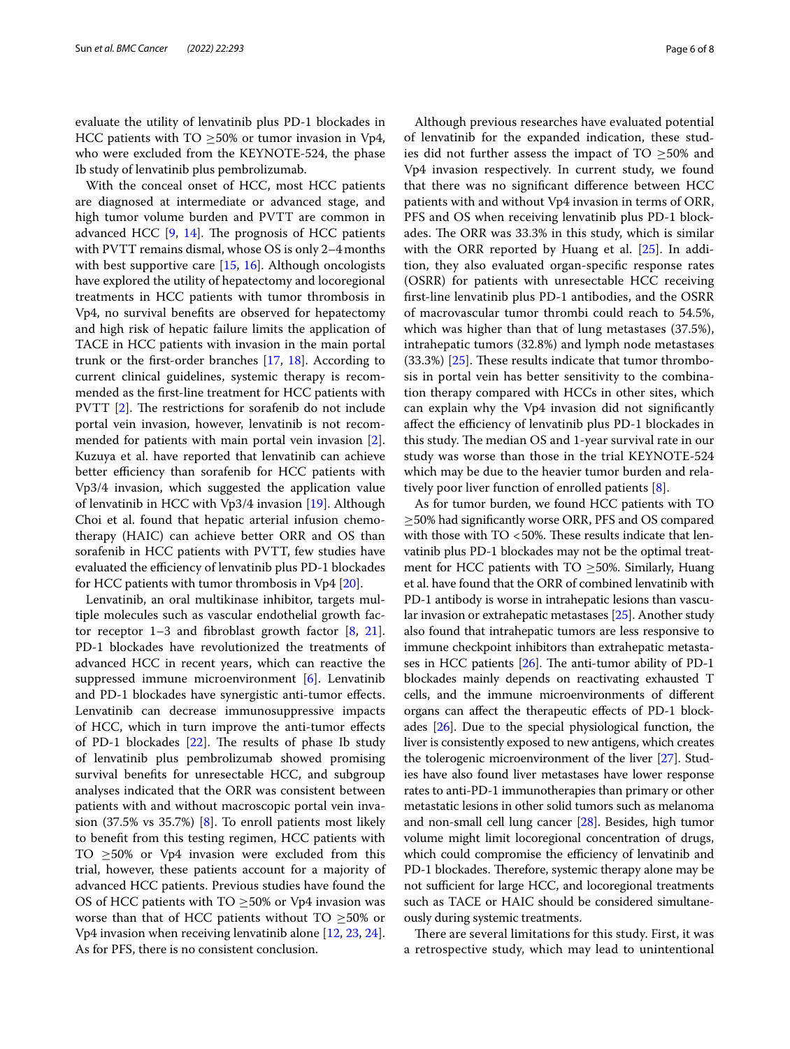evaluate the utility of lenvatinib plus PD-1 blockades in HCC patients with TO $\geq$50% or tumor invasion in Vp4, who were excluded from the KEYNOTE-524, the phase Ib study of lenvatinib plus pembrolizumab.

With the conceal onset of HCC, most HCC patients are diagnosed at intermediate or advanced stage, and high tumor volume burden and PVTT are common in advanced HCC [9, 14]. The prognosis of HCC patients with PVTT remains dismal, whose OS is only 2–4 months with best supportive care [15, 16]. Although oncologists have explored the utility of hepatectomy and locoregional treatments in HCC patients with tumor thrombosis in Vp4, no survival benefits are observed for hepatectomy and high risk of hepatic failure limits the application of TACE in HCC patients with invasion in the main portal trunk or the first-order branches [17, 18]. According to current clinical guidelines, systemic therapy is recommended as the first-line treatment for HCC patients with PVTT [2]. The restrictions for sorafenib do not include portal vein invasion, however, lenvatinib is not recommended for patients with main portal vein invasion [2]. Kuzuya et al. have reported that lenvatinib can achieve better efficiency than sorafenib for HCC patients with Vp3/4 invasion, which suggested the application value of lenvatinib in HCC with Vp3/4 invasion [19]. Although Choi et al. found that hepatic arterial infusion chemotherapy (HAIC) can achieve better ORR and OS than sorafenib in HCC patients with PVTT, few studies have evaluated the efficiency of lenvatinib plus PD-1 blockades for HCC patients with tumor thrombosis in Vp4 [20].

Lenvatinib, an oral multikinase inhibitor, targets multiple molecules such as vascular endothelial growth factor receptor 1–3 and fibroblast growth factor [8, 21]. PD-1 blockades have revolutionized the treatments of advanced HCC in recent years, which can reactive the suppressed immune microenvironment [6]. Lenvatinib and PD-1 blockades have synergistic anti-tumor effects. Lenvatinib can decrease immunosuppressive impacts of HCC, which in turn improve the anti-tumor effects of PD-1 blockades [22]. The results of phase Ib study of lenvatinib plus pembrolizumab showed promising survival benefits for unresectable HCC, and subgroup analyses indicated that the ORR was consistent between patients with and without macroscopic portal vein invasion (37.5% vs 35.7%) [8]. To enroll patients most likely to benefit from this testing regimen, HCC patients with TO $\geq$50% or Vp4 invasion were excluded from this trial, however, these patients account for a majority of advanced HCC patients. Previous studies have found the OS of HCC patients with TO $\geq$50% or Vp4 invasion was worse than that of HCC patients without TO $\geq$50% or Vp4 invasion when receiving lenvatinib alone [12, 23, 24]. As for PFS, there is no consistent conclusion.

Although previous researches have evaluated potential of lenvatinib for the expanded indication, these studies did not further assess the impact of TO $\geq$50% and Vp4 invasion respectively. In current study, we found that there was no significant difference between HCC patients with and without Vp4 invasion in terms of ORR, PFS and OS when receiving lenvatinib plus PD-1 blockades. The ORR was 33.3% in this study, which is similar with the ORR reported by Huang et al. [25]. In addition, they also evaluated organ-specific response rates (OSRR) for patients with unresectable HCC receiving first-line lenvatinib plus PD-1 antibodies, and the OSRR of macrovascular tumor thrombi could reach to 54.5%, which was higher than that of lung metastases (37.5%), intrahepatic tumors (32.8%) and lymph node metastases (33.3%) [25]. These results indicate that tumor thrombosis in portal vein has better sensitivity to the combination therapy compared with HCCs in other sites, which can explain why the Vp4 invasion did not significantly affect the efficiency of lenvatinib plus PD-1 blockades in this study. The median OS and 1-year survival rate in our study was worse than those in the trial KEYNOTE-524 which may be due to the heavier tumor burden and relatively poor liver function of enrolled patients [8].

As for tumor burden, we found HCC patients with TO $\geq$50% had significantly worse ORR, PFS and OS compared with those with TO <50%. These results indicate that lenvatinib plus PD-1 blockades may not be the optimal treatment for HCC patients with TO $\geq$50%. Similarly, Huang et al. have found that the ORR of combined lenvatinib with PD-1 antibody is worse in intrahepatic lesions than vascular invasion or extrahepatic metastases [25]. Another study also found that intrahepatic tumors are less responsive to immune checkpoint inhibitors than extrahepatic metastases in HCC patients [26]. The anti-tumor ability of PD-1 blockades mainly depends on reactivating exhausted T cells, and the immune microenvironments of different organs can affect the therapeutic effects of PD-1 blockades [26]. Due to the special physiological function, the liver is consistently exposed to new antigens, which creates the tolerogenic microenvironment of the liver [27]. Studies have also found liver metastases have lower response rates to anti-PD-1 immunotherapies than primary or other metastatic lesions in other solid tumors such as melanoma and non-small cell lung cancer [28]. Besides, high tumor volume might limit locoregional concentration of drugs, which could compromise the efficiency of lenvatinib and PD-1 blockades. Therefore, systemic therapy alone may be not sufficient for large HCC, and locoregional treatments such as TACE or HAIC should be considered simultaneously during systemic treatments.

There are several limitations for this study. First, it was a retrospective study, which may lead to unintentional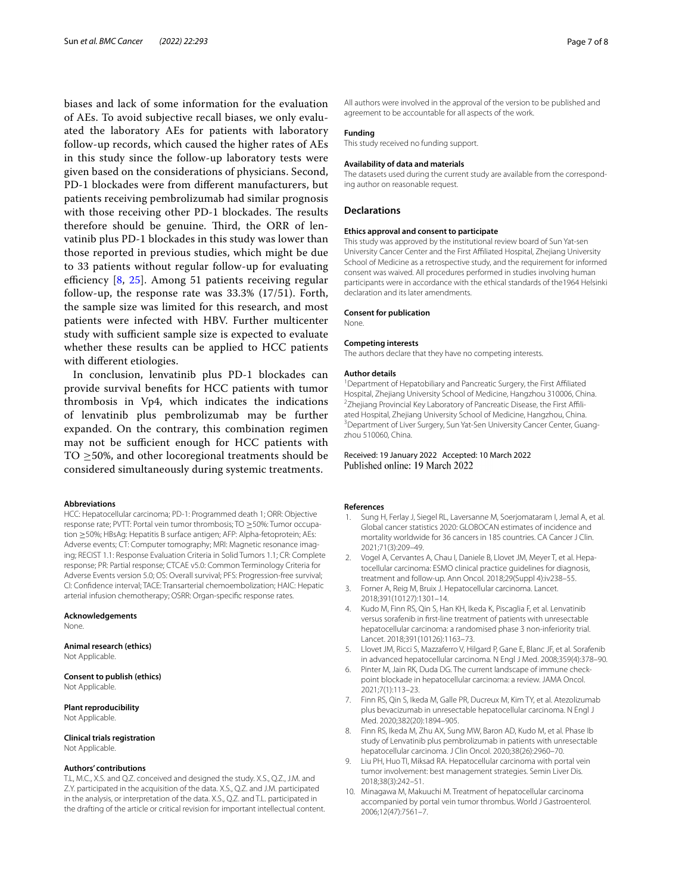biases and lack of some information for the evaluation of AEs. To avoid subjective recall biases, we only evaluated the laboratory AEs for patients with laboratory follow-up records, which caused the higher rates of AEs in this study since the follow-up laboratory tests were given based on the considerations of physicians. Second, PD-1 blockades were from different manufacturers, but patients receiving pembrolizumab had similar prognosis with those receiving other PD-1 blockades. The results therefore should be genuine. Third, the ORR of lenvatinib plus PD-1 blockades in this study was lower than those reported in previous studies, which might be due to 33 patients without regular follow-up for evaluating efficiency [8, 25]. Among 51 patients receiving regular follow-up, the response rate was 33.3% (17/51). Forth, the sample size was limited for this research, and most patients were infected with HBV. Further multicenter study with sufficient sample size is expected to evaluate whether these results can be applied to HCC patients with different etiologies.

In conclusion, lenvatinib plus PD-1 blockades can provide survival benefits for HCC patients with tumor thrombosis in Vp4, which indicates the indications of lenvatinib plus pembrolizumab may be further expanded. On the contrary, this combination regimen may not be sufficient enough for HCC patients with TO $\geq$50%, and other locoregional treatments should be considered simultaneously during systemic treatments.

#### Abbreviations
HCC: Hepatocellular carcinoma; PD-1: Programmed death 1; ORR: Objective response rate; PVTT: Portal vein tumor thrombosis; TO $\geq$50%: Tumor occupation $\geq$50%; HBsAg: Hepatitis B surface antigen; AFP: Alpha-fetoprotein; AEs: Adverse events; CT: Computer tomography; MRI: Magnetic resonance imaging; RECIST 1.1: Response Evaluation Criteria in Solid Tumors 1.1; CR: Complete response; PR: Partial response; CTCAE v5.0: Common Terminology Criteria for Adverse Events version 5.0; OS: Overall survival; PFS: Progression-free survival; CI: Confidence interval; TACE: Transarterial chemoembolization; HAIC: Hepatic arterial infusion chemotherapy; OSRR: Organ-specific response rates.

#### Acknowledgements
None.

#### Animal research (ethics)
Not Applicable.

#### Consent to publish (ethics)
Not Applicable.

#### Plant reproducibility
Not Applicable.

#### Clinical trials registration
Not Applicable.

#### Authors' contributions
T.L, M.C., X.S. and Q.Z. conceived and designed the study. X.S., Q.Z., J.M. and Z.Y. participated in the acquisition of the data. X.S., Q.Z. and J.M. participated in the analysis, or interpretation of the data. X.S., Q.Z. and T.L. participated in the drafting of the article or critical revision for important intellectual content. All authors were involved in the approval of the version to be published and agreement to be accountable for all aspects of the work.

#### Funding
This study received no funding support.

#### Availability of data and materials
The datasets used during the current study are available from the corresponding author on reasonable request.

### Declarations

#### Ethics approval and consent to participate
This study was approved by the institutional review board of Sun Yat-sen University Cancer Center and the First Affiliated Hospital, Zhejiang University School of Medicine as a retrospective study, and the requirement for informed consent was waived. All procedures performed in studies involving human participants were in accordance with the ethical standards of the1964 Helsinki declaration and its later amendments.

#### Consent for publication
None.

#### Competing interests
The authors declare that they have no competing interests.

#### Author details
[1]Department of Hepatobiliary and Pancreatic Surgery, the First Affiliated Hospital, Zhejiang University School of Medicine, Hangzhou 310006, China. [2]Zhejiang Provincial Key Laboratory of Pancreatic Disease, the First Affiliated Hospital, Zhejiang University School of Medicine, Hangzhou, China. [3]Department of Liver Surgery, Sun Yat-Sen University Cancer Center, Guangzhou 510060, China.

Received: 19 January 2022 Accepted: 10 March 2022
Published online: 19 March 2022

#### References
1. Sung H, Ferlay J, Siegel RL, Laversanne M, Soerjomataram I, Jemal A, et al. Global cancer statistics 2020: GLOBOCAN estimates of incidence and mortality worldwide for 36 cancers in 185 countries. CA Cancer J Clin. 2021;71(3):209–49.
2. Vogel A, Cervantes A, Chau I, Daniele B, Llovet JM, Meyer T, et al. Hepatocellular carcinoma: ESMO clinical practice guidelines for diagnosis, treatment and follow-up. Ann Oncol. 2018;29(Suppl 4):iv238–55.
3. Forner A, Reig M, Bruix J. Hepatocellular carcinoma. Lancet. 2018;391(10127):1301–14.
4. Kudo M, Finn RS, Qin S, Han KH, Ikeda K, Piscaglia F, et al. Lenvatinib versus sorafenib in first-line treatment of patients with unresectable hepatocellular carcinoma: a randomised phase 3 non-inferiority trial. Lancet. 2018;391(10126):1163–73.
5. Llovet JM, Ricci S, Mazzaferro V, Hilgard P, Gane E, Blanc JF, et al. Sorafenib in advanced hepatocellular carcinoma. N Engl J Med. 2008;359(4):378–90.
6. Pinter M, Jain RK, Duda DG. The current landscape of immune checkpoint blockade in hepatocellular carcinoma: a review. JAMA Oncol. 2021;7(1):113–23.
7. Finn RS, Qin S, Ikeda M, Galle PR, Ducreux M, Kim TY, et al. Atezolizumab plus bevacizumab in unresectable hepatocellular carcinoma. N Engl J Med. 2020;382(20):1894–905.
8. Finn RS, Ikeda M, Zhu AX, Sung MW, Baron AD, Kudo M, et al. Phase Ib study of Lenvatinib plus pembrolizumab in patients with unresectable hepatocellular carcinoma. J Clin Oncol. 2020;38(26):2960–70.
9. Liu PH, Huo TI, Miksad RA. Hepatocellular carcinoma with portal vein tumor involvement: best management strategies. Semin Liver Dis. 2018;38(3):242–51.
10. Minagawa M, Makuuchi M. Treatment of hepatocellular carcinoma accompanied by portal vein tumor thrombus. World J Gastroenterol. 2006;12(47):7561–7.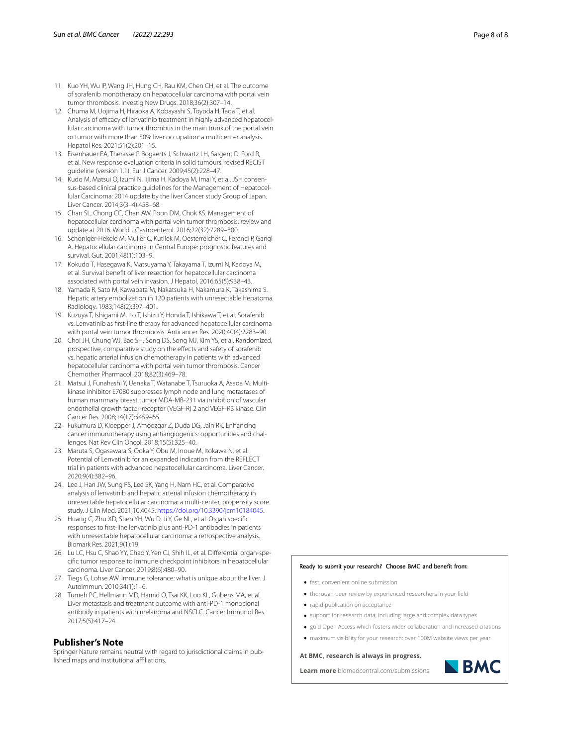11. Kuo YH, Wu IP, Wang JH, Hung CH, Rau KM, Chen CH, et al. The outcome of sorafenib monotherapy on hepatocellular carcinoma with portal vein tumor thrombosis. Investig New Drugs. 2018;36(2):307–14.
12. Chuma M, Uojima H, Hiraoka A, Kobayashi S, Toyoda H, Tada T, et al. Analysis of efficacy of lenvatinib treatment in highly advanced hepatocellular carcinoma with tumor thrombus in the main trunk of the portal vein or tumor with more than 50% liver occupation: a multicenter analysis. Hepatol Res. 2021;51(2):201–15.
13. Eisenhauer EA, Therasse P, Bogaerts J, Schwartz LH, Sargent D, Ford R, et al. New response evaluation criteria in solid tumours: revised RECIST guideline (version 1.1). Eur J Cancer. 2009;45(2):228–47.
14. Kudo M, Matsui O, Izumi N, Iijima H, Kadoya M, Imai Y, et al. JSH consensus-based clinical practice guidelines for the Management of Hepatocellular Carcinoma: 2014 update by the liver Cancer study Group of Japan. Liver Cancer. 2014;3(3–4):458–68.
15. Chan SL, Chong CC, Chan AW, Poon DM, Chok KS. Management of hepatocellular carcinoma with portal vein tumor thrombosis: review and update at 2016. World J Gastroenterol. 2016;22(32):7289–300.
16. Schoniger-Hekele M, Muller C, Kutilek M, Oesterreicher C, Ferenci P, Gangl A. Hepatocellular carcinoma in Central Europe: prognostic features and survival. Gut. 2001;48(1):103–9.
17. Kokudo T, Hasegawa K, Matsuyama Y, Takayama T, Izumi N, Kadoya M, et al. Survival benefit of liver resection for hepatocellular carcinoma associated with portal vein invasion. J Hepatol. 2016;65(5):938–43.
18. Yamada R, Sato M, Kawabata M, Nakatsuka H, Nakamura K, Takashima S. Hepatic artery embolization in 120 patients with unresectable hepatoma. Radiology. 1983;148(2):397–401.
19. Kuzuya T, Ishigami M, Ito T, Ishizu Y, Honda T, Ishikawa T, et al. Sorafenib vs. Lenvatinib as first-line therapy for advanced hepatocellular carcinoma with portal vein tumor thrombosis. Anticancer Res. 2020;40(4):2283–90.
20. Choi JH, Chung WJ, Bae SH, Song DS, Song MJ, Kim YS, et al. Randomized, prospective, comparative study on the effects and safety of sorafenib vs. hepatic arterial infusion chemotherapy in patients with advanced hepatocellular carcinoma with portal vein tumor thrombosis. Cancer Chemother Pharmacol. 2018;82(3):469–78.
21. Matsui J, Funahashi Y, Uenaka T, Watanabe T, Tsuruoka A, Asada M. Multi-kinase inhibitor E7080 suppresses lymph node and lung metastases of human mammary breast tumor MDA-MB-231 via inhibition of vascular endothelial growth factor-receptor (VEGF-R) 2 and VEGF-R3 kinase. Clin Cancer Res. 2008;14(17):5459–65.
22. Fukumura D, Kloepper J, Amoozgar Z, Duda DG, Jain RK. Enhancing cancer immunotherapy using antiangiogenics: opportunities and challenges. Nat Rev Clin Oncol. 2018;15(5):325–40.
23. Maruta S, Ogasawara S, Ooka Y, Obu M, Inoue M, Itokawa N, et al. Potential of Lenvatinib for an expanded indication from the REFLECT trial in patients with advanced hepatocellular carcinoma. Liver Cancer. 2020;9(4):382–96.
24. Lee J, Han JW, Sung PS, Lee SK, Yang H, Nam HC, et al. Comparative analysis of lenvatinib and hepatic arterial infusion chemotherapy in unresectable hepatocellular carcinoma: a multi-center, propensity score study. J Clin Med. 2021;10:4045. https://doi.org/10.3390/jcm10184045.
25. Huang C, Zhu XD, Shen YH, Wu D, Ji Y, Ge NL, et al. Organ specific responses to first-line lenvatinib plus anti-PD-1 antibodies in patients with unresectable hepatocellular carcinoma: a retrospective analysis. Biomark Res. 2021;9(1):19.
26. Lu LC, Hsu C, Shao YY, Chao Y, Yen CJ, Shih IL, et al. Differential organ-specific tumor response to immune checkpoint inhibitors in hepatocellular carcinoma. Liver Cancer. 2019;8(6):480–90.
27. Tiegs G, Lohse AW. Immune tolerance: what is unique about the liver. J Autoimmun. 2010;34(1):1–6.
28. Tumeh PC, Hellmann MD, Hamid O, Tsai KK, Loo KL, Gubens MA, et al. Liver metastasis and treatment outcome with anti-PD-1 monoclonal antibody in patients with melanoma and NSCLC. Cancer Immunol Res. 2017;5(5):417–24.

## Publisher's Note

Springer Nature remains neutral with regard to jurisdictional claims in published maps and institutional affiliations.

Ready to submit your research? Choose BMC and benefit from:

- fast, convenient online submission
- thorough peer review by experienced researchers in your field
- rapid publication on acceptance
- support for research data, including large and complex data types
- gold Open Access which fosters wider collaboration and increased citations
- maximum visibility for your research: over 100M website views per year

**At BMC, research is always in progress.**

**Learn more** biomedcentral.com/submissions

BMC